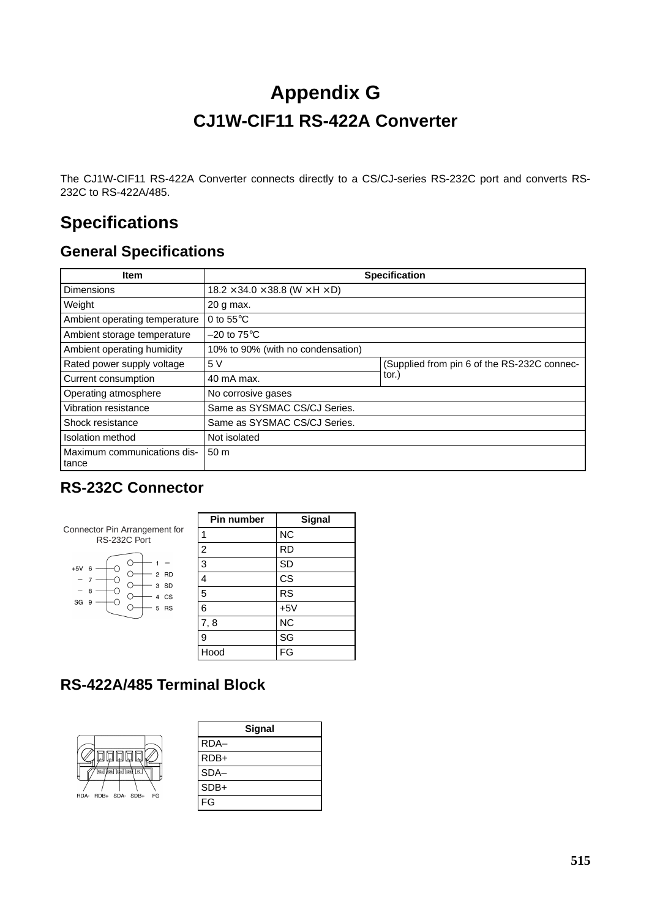# Appendix G

## CJ1W-CIF11 RS-422A Converter

The CJ1W-CIF11 RS-422A Converter connects directly to a CS/CJ-series RS-232C port and converts RS-232C to RS-422A/485.

## Specifications

### General Specifications

| Item | Specification | |
|---|---|---|
| Dimensions | 18.2 × 34.0 × 38.8 (W × H × D) | |
| Weight | 20 g max. | |
| Ambient operating temperature | 0 to 55°C | |
| Ambient storage temperature | –20 to 75°C | |
| Ambient operating humidity | 10% to 90% (with no condensation) | |
| Rated power supply voltage | 5 V | (Supplied from pin 6 of the RS-232C connector.) |
| Current consumption | 40 mA max. | |
| Operating atmosphere | No corrosive gases | |
| Vibration resistance | Same as SYSMAC CS/CJ Series. | |
| Shock resistance | Same as SYSMAC CS/CJ Series. | |
| Isolation method | Not isolated | |
| Maximum communications distance | 50 m | |

### RS-232C Connector

Connector Pin Arrangement for RS-232C Port

| Pin number | Signal |
|---|---|
| 1 | NC |
| 2 | RD |
| 3 | SD |
| 4 | CS |
| 5 | RS |
| 6 | +5V |
| 7, 8 | NC |
| 9 | SG |
| Hood | FG |

### RS-422A/485 Terminal Block

| Signal |
|---|
| RDA– |
| RDB+ |
| SDA– |
| SDB+ |
| FG |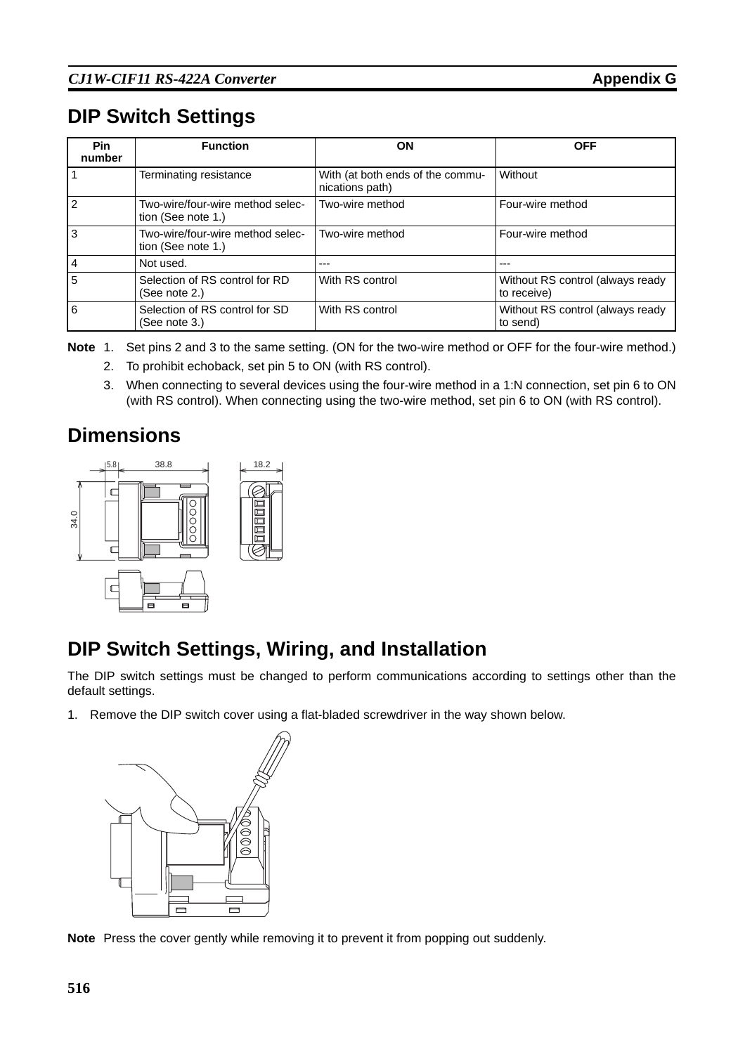## DIP Switch Settings

| Pin number | Function | ON | OFF |
|---|---|---|---|
| 1 | Terminating resistance | With (at both ends of the communications path) | Without |
| 2 | Two-wire/four-wire method selection (See note 1.) | Two-wire method | Four-wire method |
| 3 | Two-wire/four-wire method selection (See note 1.) | Two-wire method | Four-wire method |
| 4 | Not used. | --- | --- |
| 5 | Selection of RS control for RD (See note 2.) | With RS control | Without RS control (always ready to receive) |
| 6 | Selection of RS control for SD (See note 3.) | With RS control | Without RS control (always ready to send) |

**Note**
1. Set pins 2 and 3 to the same setting. (ON for the two-wire method or OFF for the four-wire method.)
2. To prohibit echoback, set pin 5 to ON (with RS control).
3. When connecting to several devices using the four-wire method in a 1:N connection, set pin 6 to ON (with RS control). When connecting using the two-wire method, set pin 6 to ON (with RS control).

## Dimensions

## DIP Switch Settings, Wiring, and Installation

The DIP switch settings must be changed to perform communications according to settings other than the default settings.

1. Remove the DIP switch cover using a flat-bladed screwdriver in the way shown below.

**Note** Press the cover gently while removing it to prevent it from popping out suddenly.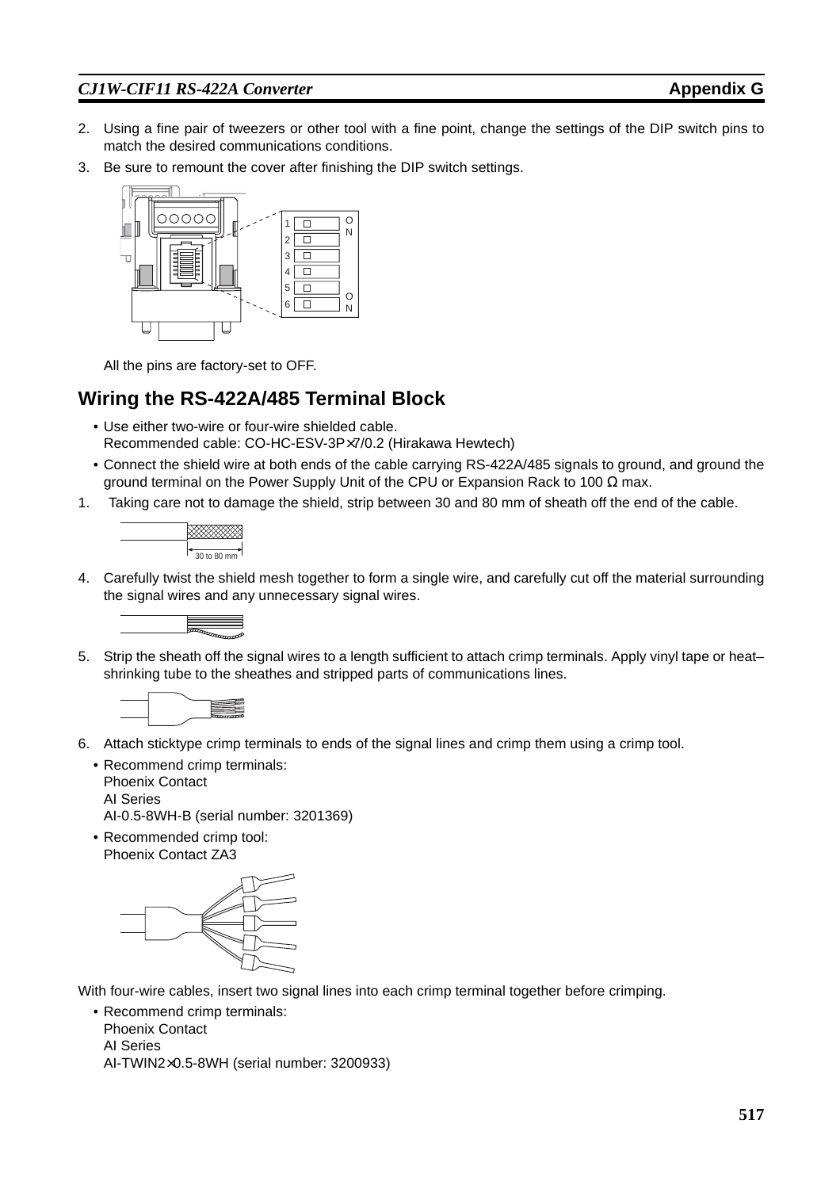2. Using a fine pair of tweezers or other tool with a fine point, change the settings of the DIP switch pins to match the desired communications conditions.
3. Be sure to remount the cover after finishing the DIP switch settings.

All the pins are factory-set to OFF.

## Wiring the RS-422A/485 Terminal Block

- Use either two-wire or four-wire shielded cable.
  Recommended cable: CO-HC-ESV-3P×7/0.2 (Hirakawa Hewtech)
- Connect the shield wire at both ends of the cable carrying RS-422A/485 signals to ground, and ground the ground terminal on the Power Supply Unit of the CPU or Expansion Rack to 100 Ω max.

1. Taking care not to damage the shield, strip between 30 and 80 mm of sheath off the end of the cable.

4. Carefully twist the shield mesh together to form a single wire, and carefully cut off the material surrounding the signal wires and any unnecessary signal wires.

5. Strip the sheath off the signal wires to a length sufficient to attach crimp terminals. Apply vinyl tape or heat–shrinking tube to the sheathes and stripped parts of communications lines.

6. Attach sticktype crimp terminals to ends of the signal lines and crimp them using a crimp tool.
   - Recommend crimp terminals:
     Phoenix Contact
     AI Series
     AI-0.5-8WH-B (serial number: 3201369)
   - Recommended crimp tool:
     Phoenix Contact ZA3

With four-wire cables, insert two signal lines into each crimp terminal together before crimping.

- Recommend crimp terminals:
  Phoenix Contact
  AI Series
  AI-TWIN2×0.5-8WH (serial number: 3200933)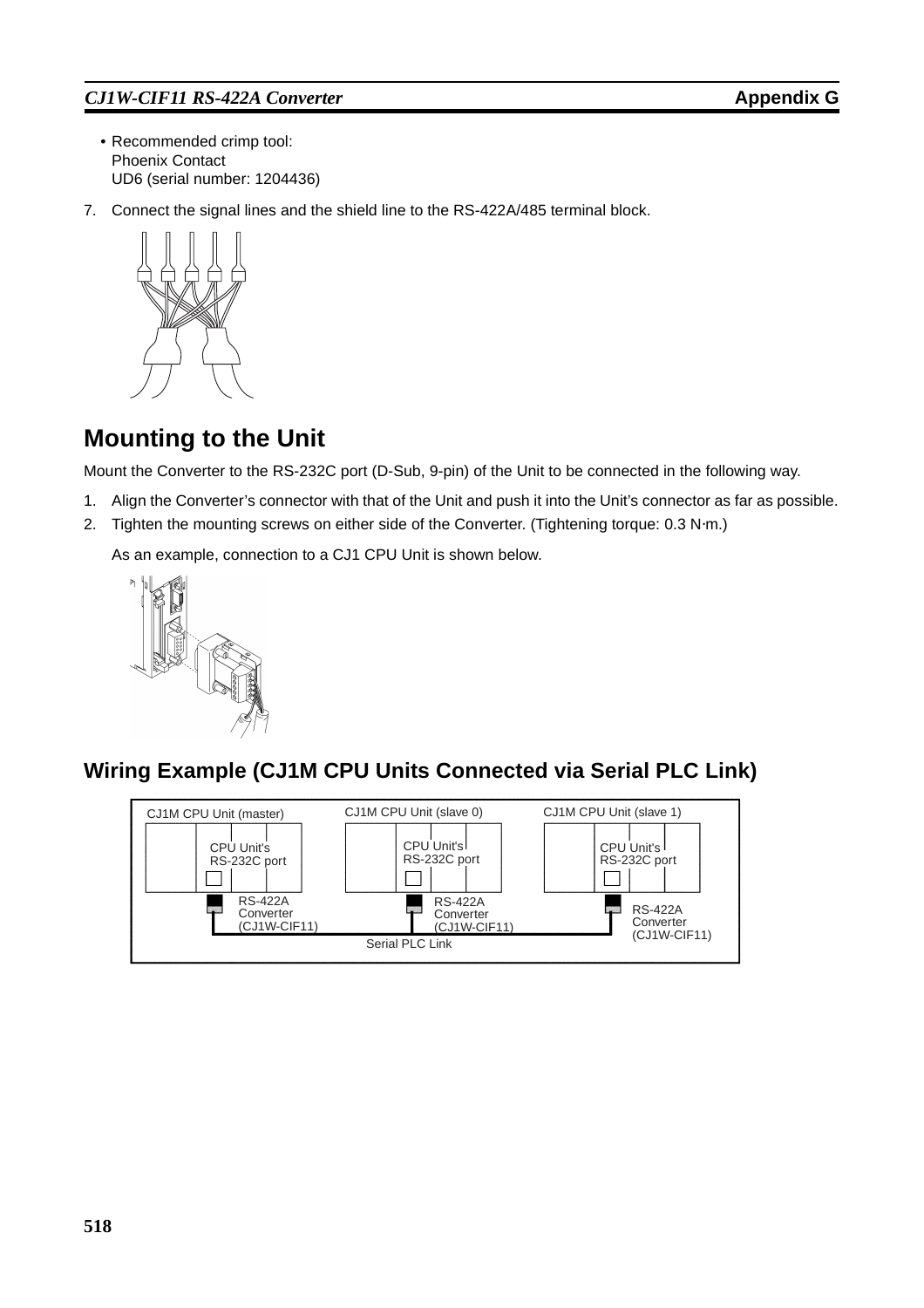- Recommended crimp tool:
  Phoenix Contact
  UD6 (serial number: 1204436)

7. Connect the signal lines and the shield line to the RS-422A/485 terminal block.

## Mounting to the Unit

Mount the Converter to the RS-232C port (D-Sub, 9-pin) of the Unit to be connected in the following way.

1. Align the Converter's connector with that of the Unit and push it into the Unit's connector as far as possible.
2. Tighten the mounting screws on either side of the Converter. (Tightening torque: 0.3 N·m.)

   As an example, connection to a CJ1 CPU Unit is shown below.

## Wiring Example (CJ1M CPU Units Connected via Serial PLC Link)

CJ1M CPU Unit (master) — CPU Unit's RS-232C port — RS-422A Converter (CJ1W-CIF11)

CJ1M CPU Unit (slave 0) — CPU Unit's RS-232C port — RS-422A Converter (CJ1W-CIF11)

CJ1M CPU Unit (slave 1) — CPU Unit's RS-232C port — RS-422A Converter (CJ1W-CIF11)

Serial PLC Link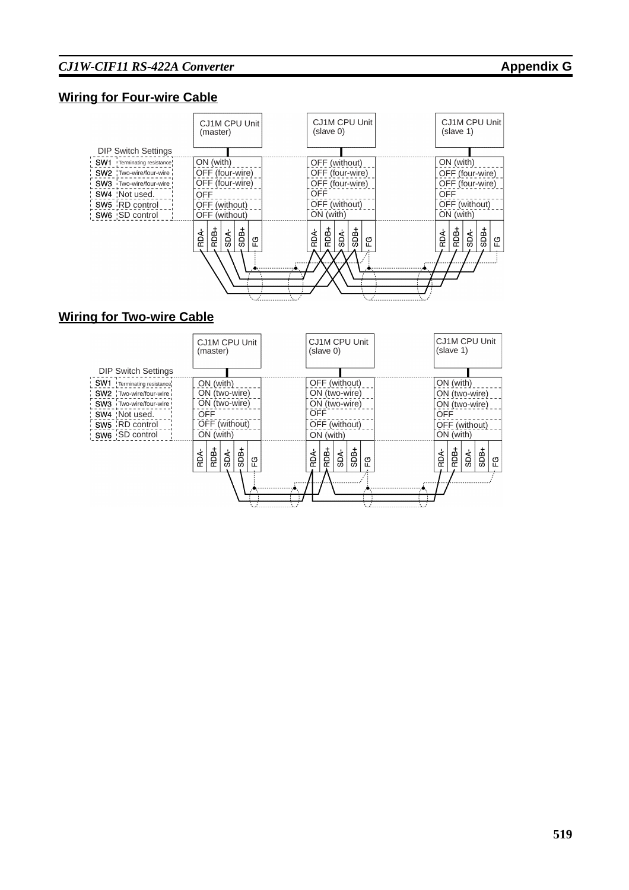## Wiring for Four-wire Cable

| DIP Switch Settings | | CJ1M CPU Unit (master) | CJ1M CPU Unit (slave 0) | CJ1M CPU Unit (slave 1) |
|---|---|---|---|---|
| SW1 | Terminating resistance | ON (with) | OFF (without) | ON (with) |
| SW2 | Two-wire/four-wire | OFF (four-wire) | OFF (four-wire) | OFF (four-wire) |
| SW3 | Two-wire/four-wire | OFF (four-wire) | OFF (four-wire) | OFF (four-wire) |
| SW4 | Not used. | OFF | OFF | OFF |
| SW5 | RD control | OFF (without) | OFF (without) | OFF (without) |
| SW6 | SD control | OFF (without) | ON (with) | ON (with) |

RDA- RDB+ SDA- SDB+ FG

RDA- RDB+ SDA- SDB+ FG

RDA- RDB+ SDA- SDB+ FG

## Wiring for Two-wire Cable

| DIP Switch Settings | | CJ1M CPU Unit (master) | CJ1M CPU Unit (slave 0) | CJ1M CPU Unit (slave 1) |
|---|---|---|---|---|
| SW1 | Terminating resistance | ON (with) | OFF (without) | ON (with) |
| SW2 | Two-wire/four-wire | ON (two-wire) | ON (two-wire) | ON (two-wire) |
| SW3 | Two-wire/four-wire | ON (two-wire) | ON (two-wire) | ON (two-wire) |
| SW4 | Not used. | OFF | OFF | OFF |
| SW5 | RD control | OFF (without) | OFF (without) | OFF (without) |
| SW6 | SD control | ON (with) | ON (with) | ON (with) |

RDA- RDB+ SDA- SDB+ FG

RDA- RDB+ SDA- SDB+ FG

RDA- RDB+ SDA- SDB+ FG